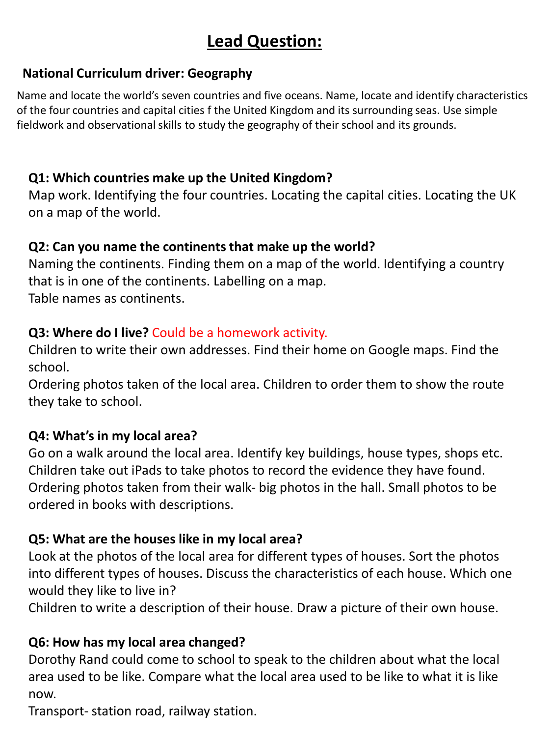# Lead Question:

**National Curriculum driver: Geography**

Name and locate the world's seven countries and five oceans. Name, locate and identify characteristics of the four countries and capital cities f the United Kingdom and its surrounding seas. Use simple fieldwork and observational skills to study the geography of their school and its grounds.

**Q1: Which countries make up the United Kingdom?**
Map work. Identifying the four countries. Locating the capital cities. Locating the UK on a map of the world.

**Q2: Can you name the continents that make up the world?**
Naming the continents. Finding them on a map of the world. Identifying a country that is in one of the continents. Labelling on a map.
Table names as continents.

**Q3: Where do I live?** Could be a homework activity.
Children to write their own addresses. Find their home on Google maps. Find the school.
Ordering photos taken of the local area. Children to order them to show the route they take to school.

**Q4: What's in my local area?**
Go on a walk around the local area. Identify key buildings, house types, shops etc. Children take out iPads to take photos to record the evidence they have found. Ordering photos taken from their walk- big photos in the hall. Small photos to be ordered in books with descriptions.

**Q5: What are the houses like in my local area?**
Look at the photos of the local area for different types of houses. Sort the photos into different types of houses. Discuss the characteristics of each house. Which one would they like to live in?
Children to write a description of their house. Draw a picture of their own house.

**Q6: How has my local area changed?**
Dorothy Rand could come to school to speak to the children about what the local area used to be like. Compare what the local area used to be like to what it is like now.
Transport- station road, railway station.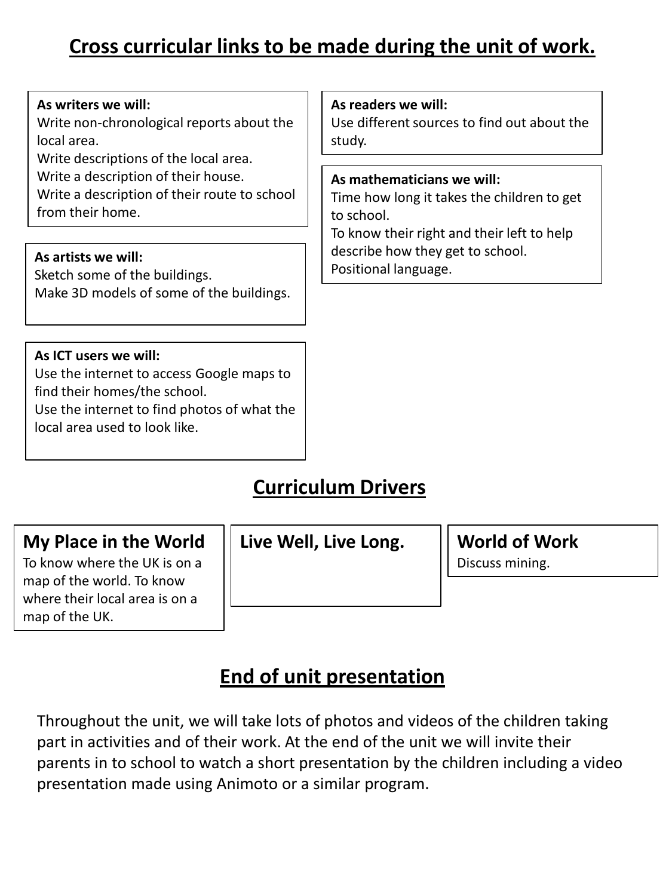## Cross curricular links to be made during the unit of work.

**As writers we will:**
Write non-chronological reports about the local area.
Write descriptions of the local area.
Write a description of their house.
Write a description of their route to school from their home.

**As readers we will:**
Use different sources to find out about the study.

**As mathematicians we will:**
Time how long it takes the children to get to school.
To know their right and their left to help describe how they get to school.
Positional language.

**As artists we will:**
Sketch some of the buildings.
Make 3D models of some of the buildings.

**As ICT users we will:**
Use the internet to access Google maps to find their homes/the school.
Use the internet to find photos of what the local area used to look like.

## Curriculum Drivers

**My Place in the World**
To know where the UK is on a map of the world. To know where their local area is on a map of the UK.

**Live Well, Live Long.**

**World of Work**
Discuss mining.

## End of unit presentation

Throughout the unit, we will take lots of photos and videos of the children taking part in activities and of their work. At the end of the unit we will invite their parents in to school to watch a short presentation by the children including a video presentation made using Animoto or a similar program.